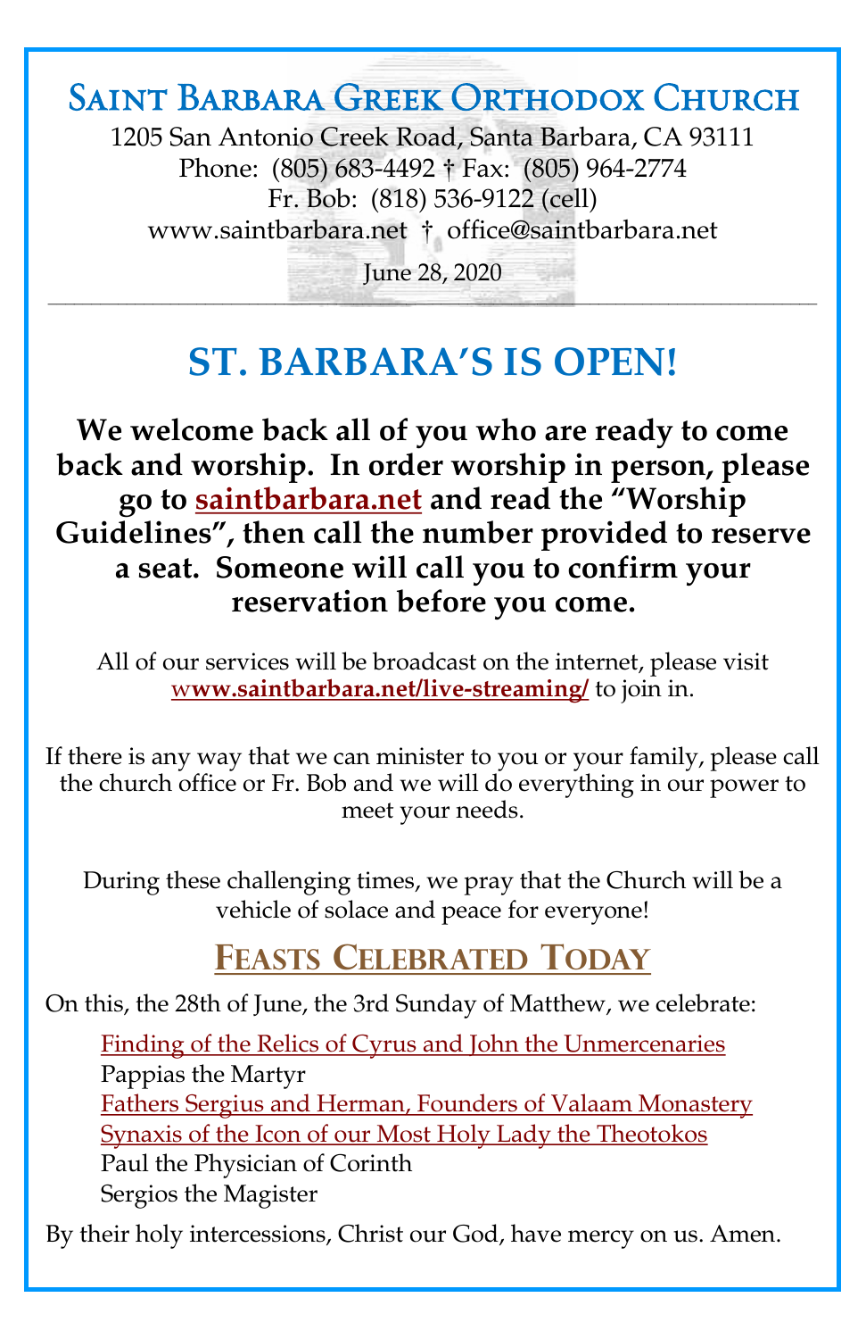# Saint Barbara Greek Orthodox Church

1205 San Antonio Creek Road, Santa Barbara, CA 93111
Phone: (805) 683-4492 † Fax: (805) 964-2774
Fr. Bob: (818) 536-9122 (cell)
www.saintbarbara.net † office@saintbarbara.net

June 28, 2020

---

# ST. BARBARA'S IS OPEN!

**We welcome back all of you who are ready to come back and worship. In order worship in person, please go to saintbarbara.net and read the "Worship Guidelines", then call the number provided to reserve a seat. Someone will call you to confirm your reservation before you come.**

All of our services will be broadcast on the internet, please visit **www.saintbarbara.net/live-streaming/** to join in.

If there is any way that we can minister to you or your family, please call the church office or Fr. Bob and we will do everything in our power to meet your needs.

During these challenging times, we pray that the Church will be a vehicle of solace and peace for everyone!

## Feasts Celebrated Today

On this, the 28th of June, the 3rd Sunday of Matthew, we celebrate:

- Finding of the Relics of Cyrus and John the Unmercenaries
- Pappias the Martyr
- Fathers Sergius and Herman, Founders of Valaam Monastery
- Synaxis of the Icon of our Most Holy Lady the Theotokos
- Paul the Physician of Corinth
- Sergios the Magister

By their holy intercessions, Christ our God, have mercy on us. Amen.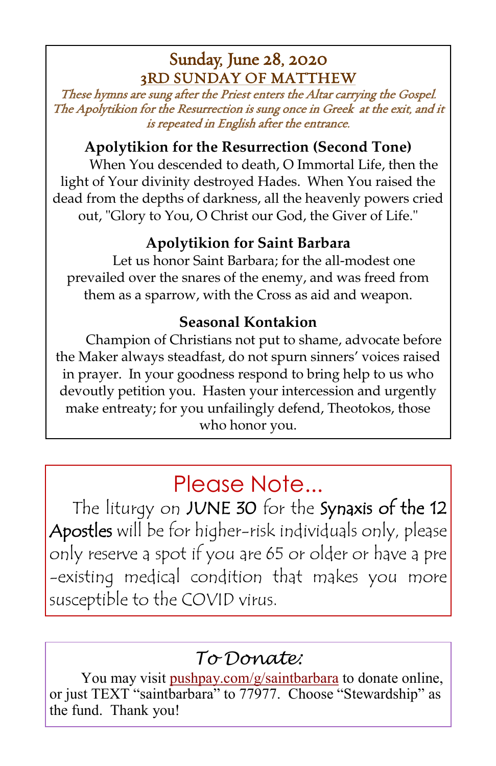## Sunday, June 28, 2020

### 3RD SUNDAY OF MATTHEW

*These hymns are sung after the Priest enters the Altar carrying the Gospel. The Apolytikion for the Resurrection is sung once in Greek at the exit, and it is repeated in English after the entrance.*

**Apolytikion for the Resurrection (Second Tone)**

When You descended to death, O Immortal Life, then the light of Your divinity destroyed Hades. When You raised the dead from the depths of darkness, all the heavenly powers cried out, "Glory to You, O Christ our God, the Giver of Life."

**Apolytikion for Saint Barbara**

Let us honor Saint Barbara; for the all-modest one prevailed over the snares of the enemy, and was freed from them as a sparrow, with the Cross as aid and weapon.

**Seasonal Kontakion**

Champion of Christians not put to shame, advocate before the Maker always steadfast, do not spurn sinners' voices raised in prayer. In your goodness respond to bring help to us who devoutly petition you. Hasten your intercession and urgently make entreaty; for you unfailingly defend, Theotokos, those who honor you.

## Please Note...

The liturgy on JUNE 30 for the Synaxis of the 12 Apostles will be for higher-risk individuals only, please only reserve a spot if you are 65 or older or have a pre-existing medical condition that makes you more susceptible to the COVID virus.

## *To Donate:*

You may visit pushpay.com/g/saintbarbara to donate online, or just TEXT "saintbarbara" to 77977. Choose "Stewardship" as the fund. Thank you!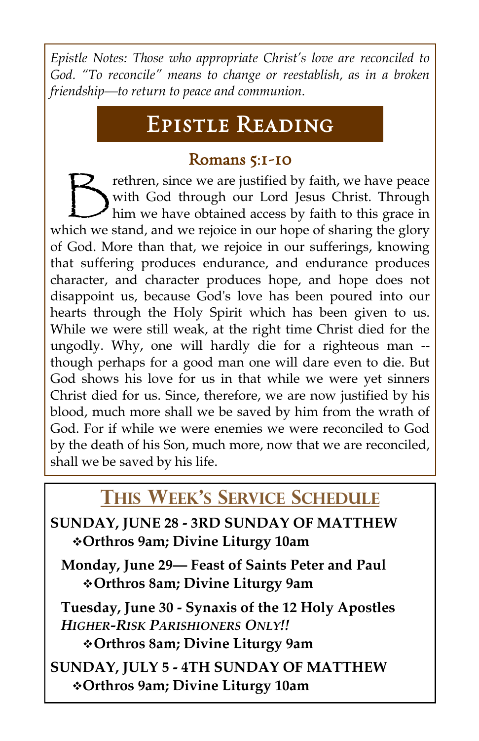*Epistle Notes: Those who appropriate Christ's love are reconciled to God. "To reconcile" means to change or reestablish, as in a broken friendship—to return to peace and communion.*

# Epistle Reading

## Romans 5:1-10

Brethren, since we are justified by faith, we have peace with God through our Lord Jesus Christ. Through him we have obtained access by faith to this grace in which we stand, and we rejoice in our hope of sharing the glory of God. More than that, we rejoice in our sufferings, knowing that suffering produces endurance, and endurance produces character, and character produces hope, and hope does not disappoint us, because God's love has been poured into our hearts through the Holy Spirit which has been given to us. While we were still weak, at the right time Christ died for the ungodly. Why, one will hardly die for a righteous man -- though perhaps for a good man one will dare even to die. But God shows his love for us in that while we were yet sinners Christ died for us. Since, therefore, we are now justified by his blood, much more shall we be saved by him from the wrath of God. For if while we were enemies we were reconciled to God by the death of his Son, much more, now that we are reconciled, shall we be saved by his life.

## This Week's Service Schedule

**SUNDAY, JUNE 28 - 3RD SUNDAY OF MATTHEW**
- **Orthros 9am; Divine Liturgy 10am**

**Monday, June 29— Feast of Saints Peter and Paul**
- **Orthros 8am; Divine Liturgy 9am**

**Tuesday, June 30 - Synaxis of the 12 Holy Apostles**
***HIGHER-RISK PARISHIONERS ONLY!!***
- **Orthros 8am; Divine Liturgy 9am**

**SUNDAY, JULY 5 - 4TH SUNDAY OF MATTHEW**
- **Orthros 9am; Divine Liturgy 10am**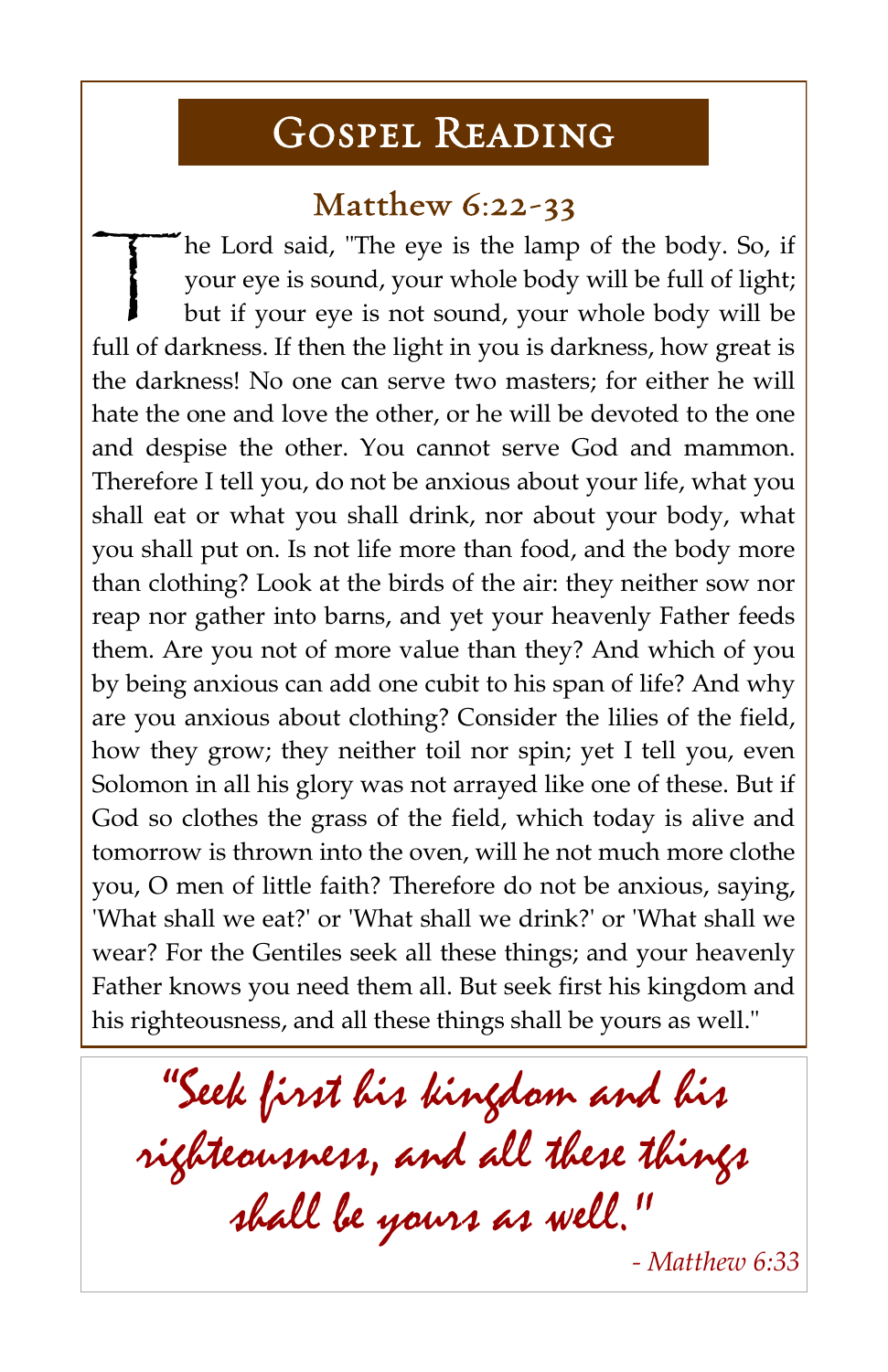# Gospel Reading

## Matthew 6:22-33

The Lord said, "The eye is the lamp of the body. So, if your eye is sound, your whole body will be full of light; but if your eye is not sound, your whole body will be full of darkness. If then the light in you is darkness, how great is the darkness! No one can serve two masters; for either he will hate the one and love the other, or he will be devoted to the one and despise the other. You cannot serve God and mammon. Therefore I tell you, do not be anxious about your life, what you shall eat or what you shall drink, nor about your body, what you shall put on. Is not life more than food, and the body more than clothing? Look at the birds of the air: they neither sow nor reap nor gather into barns, and yet your heavenly Father feeds them. Are you not of more value than they? And which of you by being anxious can add one cubit to his span of life? And why are you anxious about clothing? Consider the lilies of the field, how they grow; they neither toil nor spin; yet I tell you, even Solomon in all his glory was not arrayed like one of these. But if God so clothes the grass of the field, which today is alive and tomorrow is thrown into the oven, will he not much more clothe you, O men of little faith? Therefore do not be anxious, saying, 'What shall we eat?' or 'What shall we drink?' or 'What shall we wear? For the Gentiles seek all these things; and your heavenly Father knows you need them all. But seek first his kingdom and his righteousness, and all these things shall be yours as well."

*"Seek first his kingdom and his righteousness, and all these things shall be yours as well."*

*- Matthew 6:33*